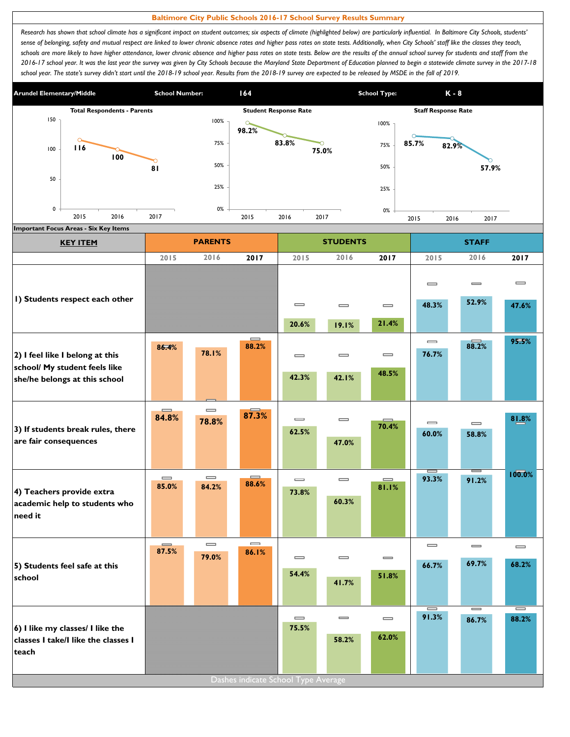# Baltimore City Public Schools 2016-17 School Survey Results Summary

*Research has shown that school climate has a significant impact on student outcomes; six aspects of climate (highlighted below) are particularly influential. In Baltimore City Schools, students' sense of belonging, safety and mutual respect are linked to lower chronic absence rates and higher pass rates on state tests. Additionally, when City Schools' staff like the classes they teach, schools are more likely to have higher attendance, lower chronic absence and higher pass rates on state tests. Below are the results of the annual school survey for students and staff from the 2016-17 school year. It was the last year the survey was given by City Schools because the Maryland State Department of Education planned to begin a statewide climate survey in the 2017-18 school year. The state's survey didn't start until the 2018-19 school year. Results from the 2018-19 survey are expected to be released by MSDE in the fall of 2019.*

| Arundel Elementary/Middle | School Number: | 164 | School Type: | K - 8 |
|---|---|---|---|---|

| | 2015 | 2016 | 2017 |
|---|---|---|---|
| Total Respondents - Parents | 116 | 100 | 81 |
| Student Response Rate | 98.2% | 83.8% | 75.0% |
| Staff Response Rate | 85.7% | 82.9% | 57.9% |

**Important Focus Areas - Six Key Items**

| KEY ITEM | PARENTS | | | STUDENTS | | | STAFF | | |
|---|---|---|---|---|---|---|---|---|---|
| | 2015 | 2016 | 2017 | 2015 | 2016 | 2017 | 2015 | 2016 | 2017 |
| 1) Students respect each other | | | | 20.6% | 19.1% | 21.4% | 48.3% | 52.9% | 47.6% |
| 2) I feel like I belong at this school/ My student feels like she/he belongs at this school | 86.4% | 78.1% | 88.2% | 42.3% | 42.1% | 48.5% | 76.7% | 88.2% | 95.5% |
| 3) If students break rules, there are fair consequences | 84.8% | 78.8% | 87.3% | 62.5% | 47.0% | 70.4% | 60.0% | 58.8% | 81.8% |
| 4) Teachers provide extra academic help to students who need it | 85.0% | 84.2% | 88.6% | 73.8% | 60.3% | 81.1% | 93.3% | 91.2% | 100.0% |
| 5) Students feel safe at this school | 87.5% | 79.0% | 86.1% | 54.4% | 41.7% | 51.8% | 66.7% | 69.7% | 68.2% |
| 6) I like my classes/ I like the classes I take/I like the classes I teach | | | | 75.5% | 58.2% | 62.0% | 91.3% | 86.7% | 88.2% |

Dashes indicate School Type Average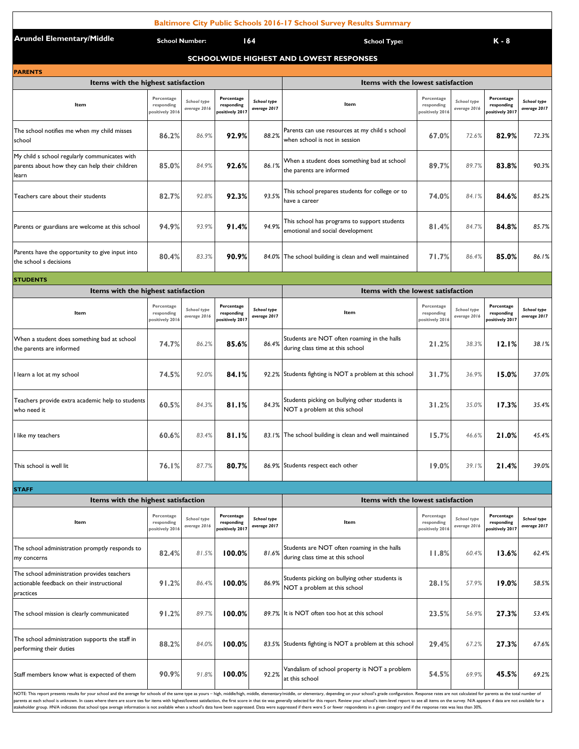**Baltimore City Public Schools 2016-17 School Survey Results Summary**

**Arundel Elementary/Middle** | **School Number:** 164 | **School Type:** K - 8

## SCHOOLWIDE HIGHEST AND LOWEST RESPONSES

### PARENTS

| Items with the highest satisfaction | | | | | Items with the lowest satisfaction | | | | |
|---|---|---|---|---|---|---|---|---|---|
| Item | Percentage responding positively 2016 | *School type average 2016* | Percentage responding positively 2017 | *School type average 2017* | Item | Percentage responding positively 2016 | *School type average 2016* | Percentage responding positively 2017 | *School type average 2017* |
| The school notifies me when my child misses school | **86.2%** | *86.9%* | **92.9%** | *88.2%* | Parents can use resources at my child s school when school is not in session | **67.0%** | *72.6%* | **82.9%** | *72.3%* |
| My child s school regularly communicates with parents about how they can help their children learn | **85.0%** | *84.9%* | **92.6%** | *86.1%* | When a student does something bad at school the parents are informed | **89.7%** | *89.7%* | **83.8%** | *90.3%* |
| Teachers care about their students | **82.7%** | *92.8%* | **92.3%** | *93.5%* | This school prepares students for college or to have a career | **74.0%** | *84.1%* | **84.6%** | *85.2%* |
| Parents or guardians are welcome at this school | **94.9%** | *93.9%* | **91.4%** | *94.9%* | This school has programs to support students emotional and social development | **81.4%** | *84.7%* | **84.8%** | *85.7%* |
| Parents have the opportunity to give input into the school s decisions | **80.4%** | *83.3%* | **90.9%** | *84.0%* | The school building is clean and well maintained | **71.7%** | *86.4%* | **85.0%** | *86.1%* |

### STUDENTS

| Items with the highest satisfaction | | | | | Items with the lowest satisfaction | | | | |
|---|---|---|---|---|---|---|---|---|---|
| Item | Percentage responding positively 2016 | *School type average 2016* | Percentage responding positively 2017 | *School type average 2017* | Item | Percentage responding positively 2016 | *School type average 2016* | Percentage responding positively 2017 | *School type average 2017* |
| When a student does something bad at school the parents are informed | **74.7%** | *86.2%* | **85.6%** | *86.4%* | Students are NOT often roaming in the halls during class time at this school | **21.2%** | *38.3%* | **12.1%** | *38.1%* |
| I learn a lot at my school | **74.5%** | *92.0%* | **84.1%** | *92.2%* | Students fighting is NOT a problem at this school | **31.7%** | *36.9%* | **15.0%** | *37.0%* |
| Teachers provide extra academic help to students who need it | **60.5%** | *84.3%* | **81.1%** | *84.3%* | Students picking on bullying other students is NOT a problem at this school | **31.2%** | *35.0%* | **17.3%** | *35.4%* |
| I like my teachers | **60.6%** | *83.4%* | **81.1%** | *83.1%* | The school building is clean and well maintained | **15.7%** | *46.6%* | **21.0%** | *45.4%* |
| This school is well lit | **76.1%** | *87.7%* | **80.7%** | *86.9%* | Students respect each other | **19.0%** | *39.1%* | **21.4%** | *39.0%* |

### STAFF

| Items with the highest satisfaction | | | | | Items with the lowest satisfaction | | | | |
|---|---|---|---|---|---|---|---|---|---|
| Item | Percentage responding positively 2016 | *School type average 2016* | Percentage responding positively 2017 | *School type average 2017* | Item | Percentage responding positively 2016 | *School type average 2016* | Percentage responding positively 2017 | *School type average 2017* |
| The school administration promptly responds to my concerns | **82.4%** | *81.5%* | **100.0%** | *81.6%* | Students are NOT often roaming in the halls during class time at this school | **11.8%** | *60.4%* | **13.6%** | *62.4%* |
| The school administration provides teachers actionable feedback on their instructional practices | **91.2%** | *86.4%* | **100.0%** | *86.9%* | Students picking on bullying other students is NOT a problem at this school | **28.1%** | *57.9%* | **19.0%** | *58.5%* |
| The school mission is clearly communicated | **91.2%** | *89.7%* | **100.0%** | *89.7%* | It is NOT often too hot at this school | **23.5%** | *56.9%* | **27.3%** | *53.4%* |
| The school administration supports the staff in performing their duties | **88.2%** | *84.0%* | **100.0%** | *83.5%* | Students fighting is NOT a problem at this school | **29.4%** | *67.2%* | **27.3%** | *67.6%* |
| Staff members know what is expected of them | **90.9%** | *91.8%* | **100.0%** | *92.2%* | Vandalism of school property is NOT a problem at this school | **54.5%** | *69.9%* | **45.5%** | *69.2%* |

NOTE: This report presents results for your school and the average for schools of the same type as yours – high, middle/high, middle, elementary/middle, or elementary, depending on your school's grade configuration. Response rates are not calculated for parents as the total number of parents at each school is unknown. In cases where there are score ties for items with highest/lowest satisfaction, the first score in that tie was generally selected for this report. Review your school's item-level report to see all items on the survey. N/A appears if data are not available for a stakeholder group. #N/A indicates that school type average information is not available when a school's data have been suppressed. Data were suppressed if there were 5 or fewer respondents in a given category and if the response rate was less than 30%.